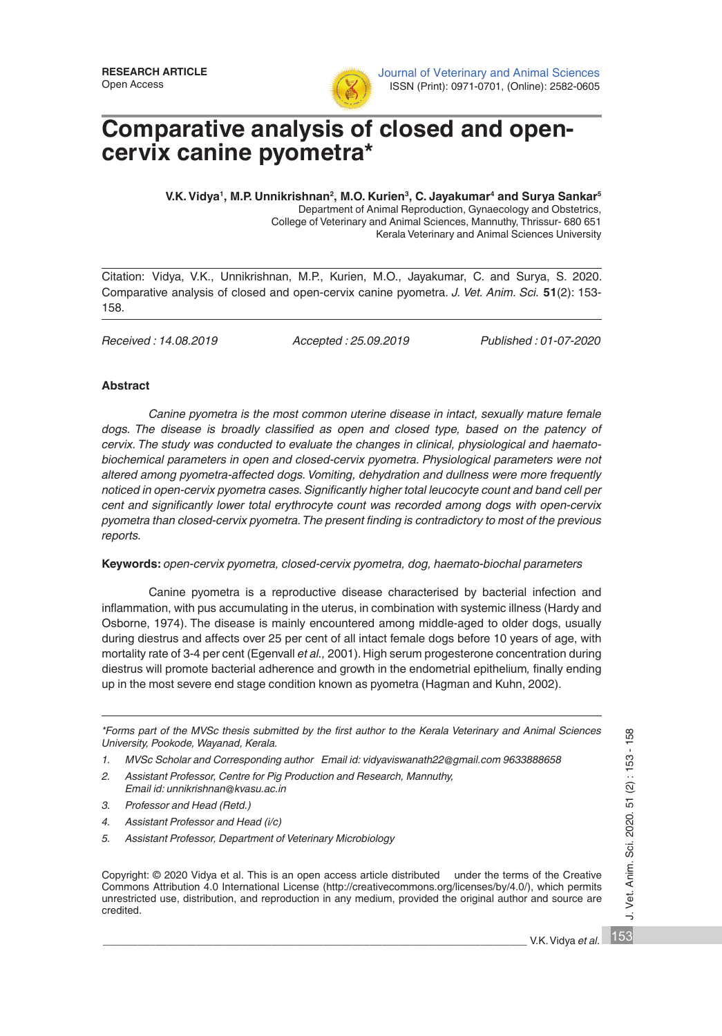**RESEARCH ARTICLE**
Open Access

Journal of Veterinary and Animal Sciences
ISSN (Print): 0971-0701, (Online): 2582-0605

# Comparative analysis of closed and open-cervix canine pyometra*

**V.K. Vidya[1], M.P. Unnikrishnan[2], M.O. Kurien[3], C. Jayakumar[4] and Surya Sankar[5]**

Department of Animal Reproduction, Gynaecology and Obstetrics,
College of Veterinary and Animal Sciences, Mannuthy, Thrissur- 680 651
Kerala Veterinary and Animal Sciences University

Citation: Vidya, V.K., Unnikrishnan, M.P., Kurien, M.O., Jayakumar, C. and Surya, S. 2020. Comparative analysis of closed and open-cervix canine pyometra. *J. Vet. Anim. Sci.* **51**(2): 153-158.

*Received : 14.08.2019* *Accepted : 25.09.2019* *Published : 01-07-2020*

## Abstract

*Canine pyometra is the most common uterine disease in intact, sexually mature female dogs. The disease is broadly classified as open and closed type, based on the patency of cervix. The study was conducted to evaluate the changes in clinical, physiological and haemato-biochemical parameters in open and closed-cervix pyometra. Physiological parameters were not altered among pyometra-affected dogs. Vomiting, dehydration and dullness were more frequently noticed in open-cervix pyometra cases. Significantly higher total leucocyte count and band cell per cent and significantly lower total erythrocyte count was recorded among dogs with open-cervix pyometra than closed-cervix pyometra. The present finding is contradictory to most of the previous reports.*

**Keywords:** *open-cervix pyometra, closed-cervix pyometra, dog, haemato-biochal parameters*

Canine pyometra is a reproductive disease characterised by bacterial infection and inflammation, with pus accumulating in the uterus, in combination with systemic illness (Hardy and Osborne, 1974). The disease is mainly encountered among middle-aged to older dogs, usually during diestrus and affects over 25 per cent of all intact female dogs before 10 years of age, with mortality rate of 3-4 per cent (Egenvall *et al.,* 2001). High serum progesterone concentration during diestrus will promote bacterial adherence and growth in the endometrial epithelium, finally ending up in the most severe end stage condition known as pyometra (Hagman and Kuhn, 2002).

---

*Forms part of the MVSc thesis submitted by the first author to the Kerala Veterinary and Animal Sciences University, Pookode, Wayanad, Kerala.*

1. *MVSc Scholar and Corresponding author Email id: vidyaviswanath22@gmail.com 9633888658*
2. *Assistant Professor, Centre for Pig Production and Research, Mannuthy, Email id: unnikrishnan@kvasu.ac.in*
3. *Professor and Head (Retd.)*
4. *Assistant Professor and Head (i/c)*
5. *Assistant Professor, Department of Veterinary Microbiology*

Copyright: © 2020 Vidya et al. This is an open access article distributed under the terms of the Creative Commons Attribution 4.0 International License (http://creativecommons.org/licenses/by/4.0/), which permits unrestricted use, distribution, and reproduction in any medium, provided the original author and source are credited.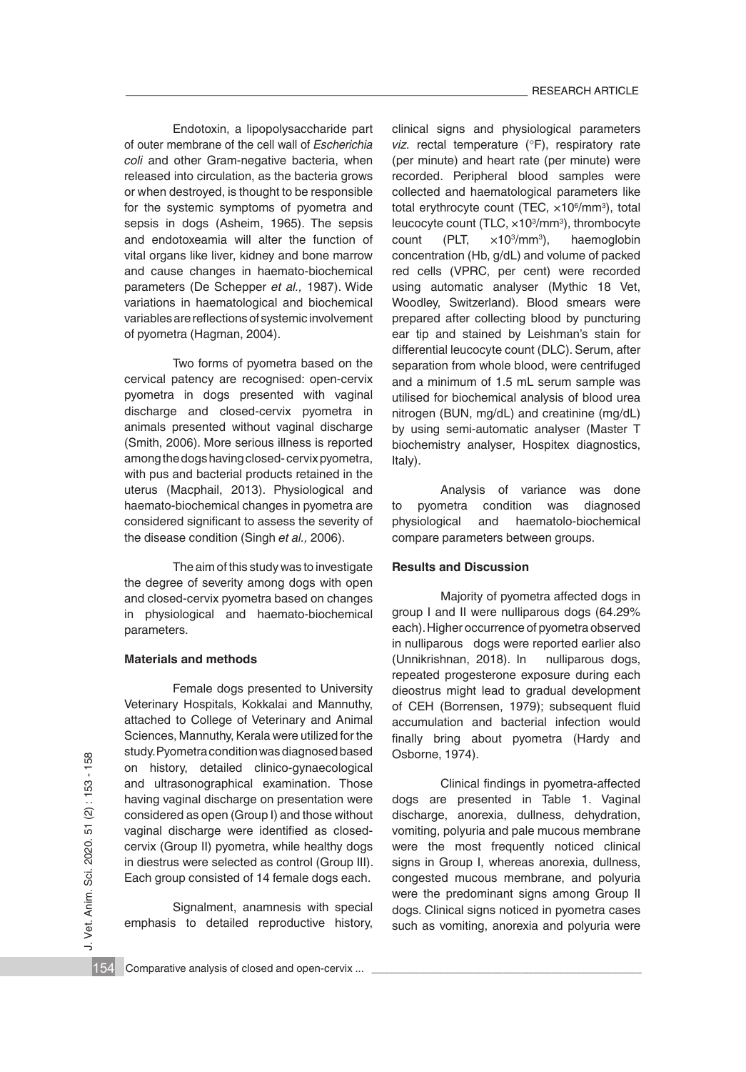Endotoxin, a lipopolysaccharide part of outer membrane of the cell wall of *Escherichia coli* and other Gram-negative bacteria, when released into circulation, as the bacteria grows or when destroyed, is thought to be responsible for the systemic symptoms of pyometra and sepsis in dogs (Asheim, 1965). The sepsis and endotoxeamia will alter the function of vital organs like liver, kidney and bone marrow and cause changes in haemato-biochemical parameters (De Schepper *et al.,* 1987). Wide variations in haematological and biochemical variables are reflections of systemic involvement of pyometra (Hagman, 2004).

Two forms of pyometra based on the cervical patency are recognised: open-cervix pyometra in dogs presented with vaginal discharge and closed-cervix pyometra in animals presented without vaginal discharge (Smith, 2006). More serious illness is reported among the dogs having closed- cervix pyometra, with pus and bacterial products retained in the uterus (Macphail, 2013). Physiological and haemato-biochemical changes in pyometra are considered significant to assess the severity of the disease condition (Singh *et al.,* 2006).

The aim of this study was to investigate the degree of severity among dogs with open and closed-cervix pyometra based on changes in physiological and haemato-biochemical parameters.

### Materials and methods

Female dogs presented to University Veterinary Hospitals, Kokkalai and Mannuthy, attached to College of Veterinary and Animal Sciences, Mannuthy, Kerala were utilized for the study. Pyometra condition was diagnosed based on history, detailed clinico-gynaecological and ultrasonographical examination. Those having vaginal discharge on presentation were considered as open (Group I) and those without vaginal discharge were identified as closed-cervix (Group II) pyometra, while healthy dogs in diestrus were selected as control (Group III). Each group consisted of 14 female dogs each.

Signalment, anamnesis with special emphasis to detailed reproductive history, clinical signs and physiological parameters *viz.* rectal temperature (°F), respiratory rate (per minute) and heart rate (per minute) were recorded. Peripheral blood samples were collected and haematological parameters like total erythrocyte count (TEC, $\times10^6$/mm$^3$), total leucocyte count (TLC, $\times10^3$/mm$^3$), thrombocyte count (PLT, $\times10^3$/mm$^3$), haemoglobin concentration (Hb, g/dL) and volume of packed red cells (VPRC, per cent) were recorded using automatic analyser (Mythic 18 Vet, Woodley, Switzerland). Blood smears were prepared after collecting blood by puncturing ear tip and stained by Leishman's stain for differential leucocyte count (DLC). Serum, after separation from whole blood, were centrifuged and a minimum of 1.5 mL serum sample was utilised for biochemical analysis of blood urea nitrogen (BUN, mg/dL) and creatinine (mg/dL) by using semi-automatic analyser (Master T biochemistry analyser, Hospitex diagnostics, Italy).

Analysis of variance was done to pyometra condition was diagnosed physiological and haematolo-biochemical compare parameters between groups.

### Results and Discussion

Majority of pyometra affected dogs in group I and II were nulliparous dogs (64.29% each). Higher occurrence of pyometra observed in nulliparous dogs were reported earlier also (Unnikrishnan, 2018). In nulliparous dogs, repeated progesterone exposure during each dieostrus might lead to gradual development of CEH (Borrensen, 1979); subsequent fluid accumulation and bacterial infection would finally bring about pyometra (Hardy and Osborne, 1974).

Clinical findings in pyometra-affected dogs are presented in Table 1. Vaginal discharge, anorexia, dullness, dehydration, vomiting, polyuria and pale mucous membrane were the most frequently noticed clinical signs in Group I, whereas anorexia, dullness, congested mucous membrane, and polyuria were the predominant signs among Group II dogs. Clinical signs noticed in pyometra cases such as vomiting, anorexia and polyuria were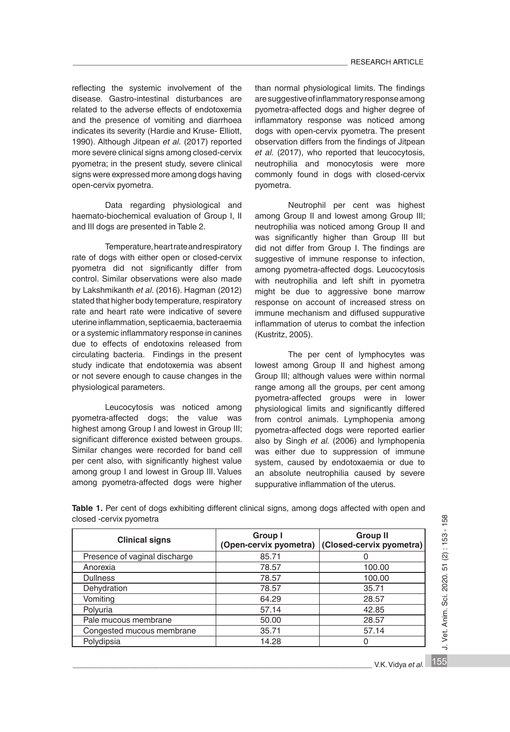reflecting the systemic involvement of the disease. Gastro-intestinal disturbances are related to the adverse effects of endotoxemia and the presence of vomiting and diarrhoea indicates its severity (Hardie and Kruse- Elliott, 1990). Although Jitpean *et al.* (2017) reported more severe clinical signs among closed-cervix pyometra; in the present study, severe clinical signs were expressed more among dogs having open-cervix pyometra.

Data regarding physiological and haemato-biochemical evaluation of Group I, II and III dogs are presented in Table 2.

Temperature, heart rate and respiratory rate of dogs with either open or closed-cervix pyometra did not significantly differ from control. Similar observations were also made by Lakshmikanth *et al*. (2016). Hagman (2012) stated that higher body temperature, respiratory rate and heart rate were indicative of severe uterine inflammation, septicaemia, bacteraemia or a systemic inflammatory response in canines due to effects of endotoxins released from circulating bacteria. Findings in the present study indicate that endotoxemia was absent or not severe enough to cause changes in the physiological parameters.

Leucocytosis was noticed among pyometra-affected dogs; the value was highest among Group I and lowest in Group III; significant difference existed between groups. Similar changes were recorded for band cell per cent also, with significantly highest value among group I and lowest in Group III. Values among pyometra-affected dogs were higher than normal physiological limits. The findings are suggestive of inflammatory response among pyometra-affected dogs and higher degree of inflammatory response was noticed among dogs with open-cervix pyometra. The present observation differs from the findings of Jitpean *et al.* (2017), who reported that leucocytosis, neutrophilia and monocytosis were more commonly found in dogs with closed-cervix pyometra.

Neutrophil per cent was highest among Group II and lowest among Group III; neutrophilia was noticed among Group II and was significantly higher than Group III but did not differ from Group I. The findings are suggestive of immune response to infection, among pyometra-affected dogs. Leucocytosis with neutrophilia and left shift in pyometra might be due to aggressive bone marrow response on account of increased stress on immune mechanism and diffused suppurative inflammation of uterus to combat the infection (Kustritz, 2005).

The per cent of lymphocytes was lowest among Group II and highest among Group III; although values were within normal range among all the groups, per cent among pyometra-affected groups were in lower physiological limits and significantly differed from control animals. Lymphopenia among pyometra-affected dogs were reported earlier also by Singh *et al.* (2006) and lymphopenia was either due to suppression of immune system, caused by endotoxaemia or due to an absolute neutrophilia caused by severe suppurative inflammation of the uterus.

**Table 1.** Per cent of dogs exhibiting different clinical signs, among dogs affected with open and closed -cervix pyometra

| Clinical signs | Group I (Open-cervix pyometra) | Group II (Closed-cervix pyometra) |
|---|---|---|
| Presence of vaginal discharge | 85.71 | 0 |
| Anorexia | 78.57 | 100.00 |
| Dullness | 78.57 | 100.00 |
| Dehydration | 78.57 | 35.71 |
| Vomiting | 64.29 | 28.57 |
| Polyuria | 57.14 | 42.85 |
| Pale mucous membrane | 50.00 | 28.57 |
| Congested mucous membrane | 35.71 | 57.14 |
| Polydipsia | 14.28 | 0 |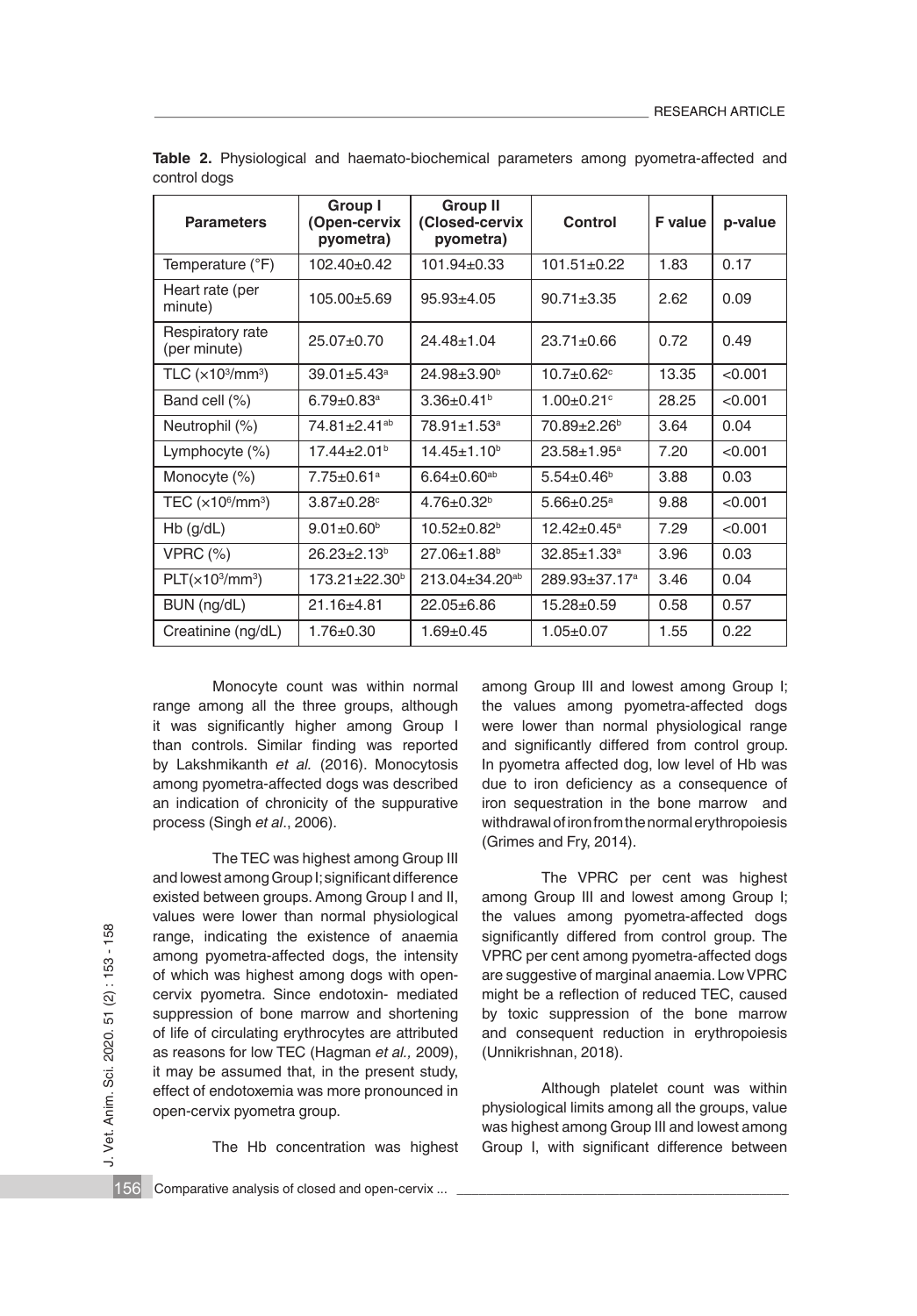**Table 2.** Physiological and haemato-biochemical parameters among pyometra-affected and control dogs

| Parameters | Group I (Open-cervix pyometra) | Group II (Closed-cervix pyometra) | Control | F value | p-value |
|---|---|---|---|---|---|
| Temperature (°F) | 102.40±0.42 | 101.94±0.33 | 101.51±0.22 | 1.83 | 0.17 |
| Heart rate (per minute) | 105.00±5.69 | 95.93±4.05 | 90.71±3.35 | 2.62 | 0.09 |
| Respiratory rate (per minute) | 25.07±0.70 | 24.48±1.04 | 23.71±0.66 | 0.72 | 0.49 |
| TLC ($\times10^3$/mm$^3$) | 39.01±5.43$^a$ | 24.98±3.90$^b$ | 10.7±0.62$^c$ | 13.35 | <0.001 |
| Band cell (%) | 6.79±0.83$^a$ | 3.36±0.41$^b$ | 1.00±0.21$^c$ | 28.25 | <0.001 |
| Neutrophil (%) | 74.81±2.41$^{ab}$ | 78.91±1.53$^a$ | 70.89±2.26$^b$ | 3.64 | 0.04 |
| Lymphocyte (%) | 17.44±2.01$^b$ | 14.45±1.10$^b$ | 23.58±1.95$^a$ | 7.20 | <0.001 |
| Monocyte (%) | 7.75±0.61$^a$ | 6.64±0.60$^{ab}$ | 5.54±0.46$^b$ | 3.88 | 0.03 |
| TEC ($\times10^6$/mm$^3$) | 3.87±0.28$^c$ | 4.76±0.32$^b$ | 5.66±0.25$^a$ | 9.88 | <0.001 |
| Hb (g/dL) | 9.01±0.60$^b$ | 10.52±0.82$^b$ | 12.42±0.45$^a$ | 7.29 | <0.001 |
| VPRC (%) | 26.23±2.13$^b$ | 27.06±1.88$^b$ | 32.85±1.33$^a$ | 3.96 | 0.03 |
| PLT($\times10^3$/mm$^3$) | 173.21±22.30$^b$ | 213.04±34.20$^{ab}$ | 289.93±37.17$^a$ | 3.46 | 0.04 |
| BUN (ng/dL) | 21.16±4.81 | 22.05±6.86 | 15.28±0.59 | 0.58 | 0.57 |
| Creatinine (ng/dL) | 1.76±0.30 | 1.69±0.45 | 1.05±0.07 | 1.55 | 0.22 |

Monocyte count was within normal range among all the three groups, although it was significantly higher among Group I than controls. Similar finding was reported by Lakshmikanth *et al.* (2016). Monocytosis among pyometra-affected dogs was described an indication of chronicity of the suppurative process (Singh *et al*., 2006).

The TEC was highest among Group III and lowest among Group I; significant difference existed between groups. Among Group I and II, values were lower than normal physiological range, indicating the existence of anaemia among pyometra-affected dogs, the intensity of which was highest among dogs with open-cervix pyometra. Since endotoxin- mediated suppression of bone marrow and shortening of life of circulating erythrocytes are attributed as reasons for low TEC (Hagman *et al.,* 2009), it may be assumed that, in the present study, effect of endotoxemia was more pronounced in open-cervix pyometra group.

The Hb concentration was highest among Group III and lowest among Group I; the values among pyometra-affected dogs were lower than normal physiological range and significantly differed from control group. In pyometra affected dog, low level of Hb was due to iron deficiency as a consequence of iron sequestration in the bone marrow and withdrawal of iron from the normal erythropoiesis (Grimes and Fry, 2014).

The VPRC per cent was highest among Group III and lowest among Group I; the values among pyometra-affected dogs significantly differed from control group. The VPRC per cent among pyometra-affected dogs are suggestive of marginal anaemia. Low VPRC might be a reflection of reduced TEC, caused by toxic suppression of the bone marrow and consequent reduction in erythropoiesis (Unnikrishnan, 2018).

Although platelet count was within physiological limits among all the groups, value was highest among Group III and lowest among Group I, with significant difference between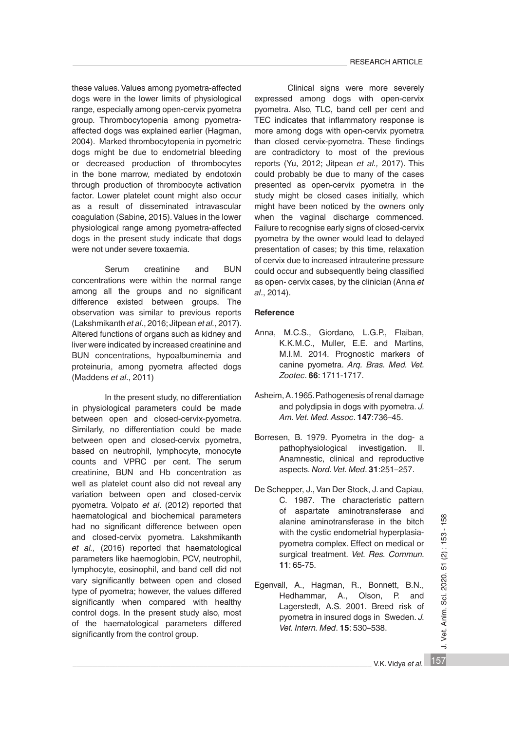these values. Values among pyometra-affected dogs were in the lower limits of physiological range, especially among open-cervix pyometra group. Thrombocytopenia among pyometra-affected dogs was explained earlier (Hagman, 2004). Marked thrombocytopenia in pyometric dogs might be due to endometrial bleeding or decreased production of thrombocytes in the bone marrow, mediated by endotoxin through production of thrombocyte activation factor. Lower platelet count might also occur as a result of disseminated intravascular coagulation (Sabine, 2015). Values in the lower physiological range among pyometra-affected dogs in the present study indicate that dogs were not under severe toxaemia.

Serum creatinine and BUN concentrations were within the normal range among all the groups and no significant difference existed between groups. The observation was similar to previous reports (Lakshmikanth *et al*., 2016; Jitpean *et al*., 2017). Altered functions of organs such as kidney and liver were indicated by increased creatinine and BUN concentrations, hypoalbuminemia and proteinuria, among pyometra affected dogs (Maddens *et al*., 2011)

In the present study, no differentiation in physiological parameters could be made between open and closed-cervix-pyometra. Similarly, no differentiation could be made between open and closed-cervix pyometra, based on neutrophil, lymphocyte, monocyte counts and VPRC per cent. The serum creatinine, BUN and Hb concentration as well as platelet count also did not reveal any variation between open and closed-cervix pyometra. Volpato *et al*. (2012) reported that haematological and biochemical parameters had no significant difference between open and closed-cervix pyometra. Lakshmikanth *et al.,* (2016) reported that haematological parameters like haemoglobin, PCV, neutrophil, lymphocyte, eosinophil, and band cell did not vary significantly between open and closed type of pyometra; however, the values differed significantly when compared with healthy control dogs. In the present study also, most of the haematological parameters differed significantly from the control group.

Clinical signs were more severely expressed among dogs with open-cervix pyometra. Also, TLC, band cell per cent and TEC indicates that inflammatory response is more among dogs with open-cervix pyometra than closed cervix-pyometra. These findings are contradictory to most of the previous reports (Yu, 2012; Jitpean *et al.,* 2017). This could probably be due to many of the cases presented as open-cervix pyometra in the study might be closed cases initially, which might have been noticed by the owners only when the vaginal discharge commenced. Failure to recognise early signs of closed-cervix pyometra by the owner would lead to delayed presentation of cases; by this time, relaxation of cervix due to increased intrauterine pressure could occur and subsequently being classified as open- cervix cases, by the clinician (Anna *et al*., 2014).

## Reference

Anna, M.C.S., Giordano, L.G.P., Flaiban, K.K.M.C., Muller, E.E. and Martins, M.I.M. 2014. Prognostic markers of canine pyometra. *Arq. Bras. Med. Vet. Zootec*. **66**: 1711-1717.

Asheim, A. 1965. Pathogenesis of renal damage and polydipsia in dogs with pyometra. *J. Am. Vet. Med. Assoc*. **147**:736–45.

Borresen, B. 1979. Pyometra in the dog- a pathophysiological investigation. II. Anamnestic, clinical and reproductive aspects. *Nord. Vet. Med*. **31**:251–257.

De Schepper, J., Van Der Stock, J. and Capiau, C. 1987. The characteristic pattern of aspartate aminotransferase and alanine aminotransferase in the bitch with the cystic endometrial hyperplasia-pyometra complex. Effect on medical or surgical treatment. *Vet. Res. Commun*. **11**: 65-75.

Egenvall, A., Hagman, R., Bonnett, B.N., Hedhammar, A., Olson, P. and Lagerstedt, A.S. 2001. Breed risk of pyometra in insured dogs in Sweden. *J. Vet. Intern. Med*. **15**: 530–538.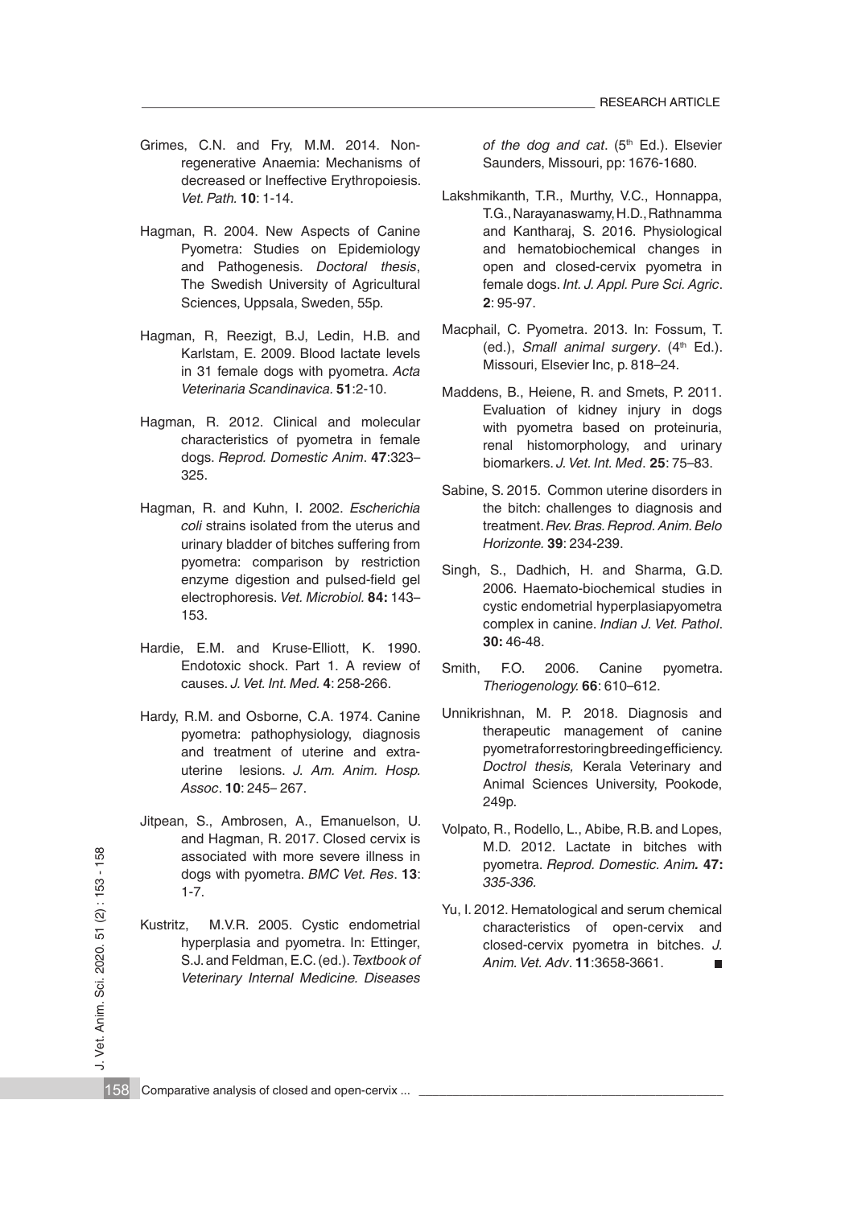Grimes, C.N. and Fry, M.M. 2014. Non-regenerative Anaemia: Mechanisms of decreased or Ineffective Erythropoiesis. *Vet. Path.* **10**: 1-14.

Hagman, R. 2004. New Aspects of Canine Pyometra: Studies on Epidemiology and Pathogenesis. *Doctoral thesis*, The Swedish University of Agricultural Sciences, Uppsala, Sweden, 55p.

Hagman, R, Reezigt, B.J, Ledin, H.B. and Karlstam, E. 2009. Blood lactate levels in 31 female dogs with pyometra. *Acta Veterinaria Scandinavica.* **51**:2-10.

Hagman, R. 2012. Clinical and molecular characteristics of pyometra in female dogs. *Reprod. Domestic Anim*. **47**:323–325.

Hagman, R. and Kuhn, I. 2002. *Escherichia coli* strains isolated from the uterus and urinary bladder of bitches suffering from pyometra: comparison by restriction enzyme digestion and pulsed-field gel electrophoresis. *Vet. Microbiol.* **84:** 143–153.

Hardie, E.M. and Kruse-Elliott, K. 1990. Endotoxic shock. Part 1. A review of causes. *J. Vet. Int. Med.* **4**: 258-266.

Hardy, R.M. and Osborne, C.A. 1974. Canine pyometra: pathophysiology, diagnosis and treatment of uterine and extra-uterine lesions. *J. Am. Anim. Hosp. Assoc*. **10**: 245– 267.

Jitpean, S., Ambrosen, A., Emanuelson, U. and Hagman, R. 2017. Closed cervix is associated with more severe illness in dogs with pyometra. *BMC Vet. Res*. **13**: 1-7.

Kustritz, M.V.R. 2005. Cystic endometrial hyperplasia and pyometra. In: Ettinger, S.J. and Feldman, E.C. (ed.). *Textbook of Veterinary Internal Medicine. Diseases of the dog and cat*. (5th Ed.). Elsevier Saunders, Missouri, pp: 1676-1680.

Lakshmikanth, T.R., Murthy, V.C., Honnappa, T.G., Narayanaswamy, H.D., Rathnamma and Kantharaj, S. 2016. Physiological and hematobiochemical changes in open and closed-cervix pyometra in female dogs. *Int. J. Appl. Pure Sci. Agric*. **2**: 95-97.

Macphail, C. Pyometra. 2013. In: Fossum, T. (ed.), *Small animal surgery*. (4th Ed.). Missouri, Elsevier Inc, p. 818–24.

Maddens, B., Heiene, R. and Smets, P. 2011. Evaluation of kidney injury in dogs with pyometra based on proteinuria, renal histomorphology, and urinary biomarkers. *J. Vet. Int. Med*. **25**: 75–83.

Sabine, S. 2015. Common uterine disorders in the bitch: challenges to diagnosis and treatment. *Rev. Bras. Reprod. Anim. Belo Horizonte.* **39**: 234-239.

Singh, S., Dadhich, H. and Sharma, G.D. 2006. Haemato-biochemical studies in cystic endometrial hyperplasiapyometra complex in canine. *Indian J. Vet. Pathol*. **30:** 46-48.

Smith, F.O. 2006. Canine pyometra. *Theriogenology.* **66**: 610–612.

Unnikrishnan, M. P. 2018. Diagnosis and therapeutic management of canine pyometraforrestoringbreedingefficiency. *Doctrol thesis,* Kerala Veterinary and Animal Sciences University, Pookode, 249p.

Volpato, R., Rodello, L., Abibe, R.B. and Lopes, M.D. 2012. Lactate in bitches with pyometra. *Reprod. Domestic. Anim.* **47:** *335-336.*

Yu, I. 2012. Hematological and serum chemical characteristics of open-cervix and closed-cervix pyometra in bitches. *J. Anim. Vet. Adv*. **11**:3658-3661.